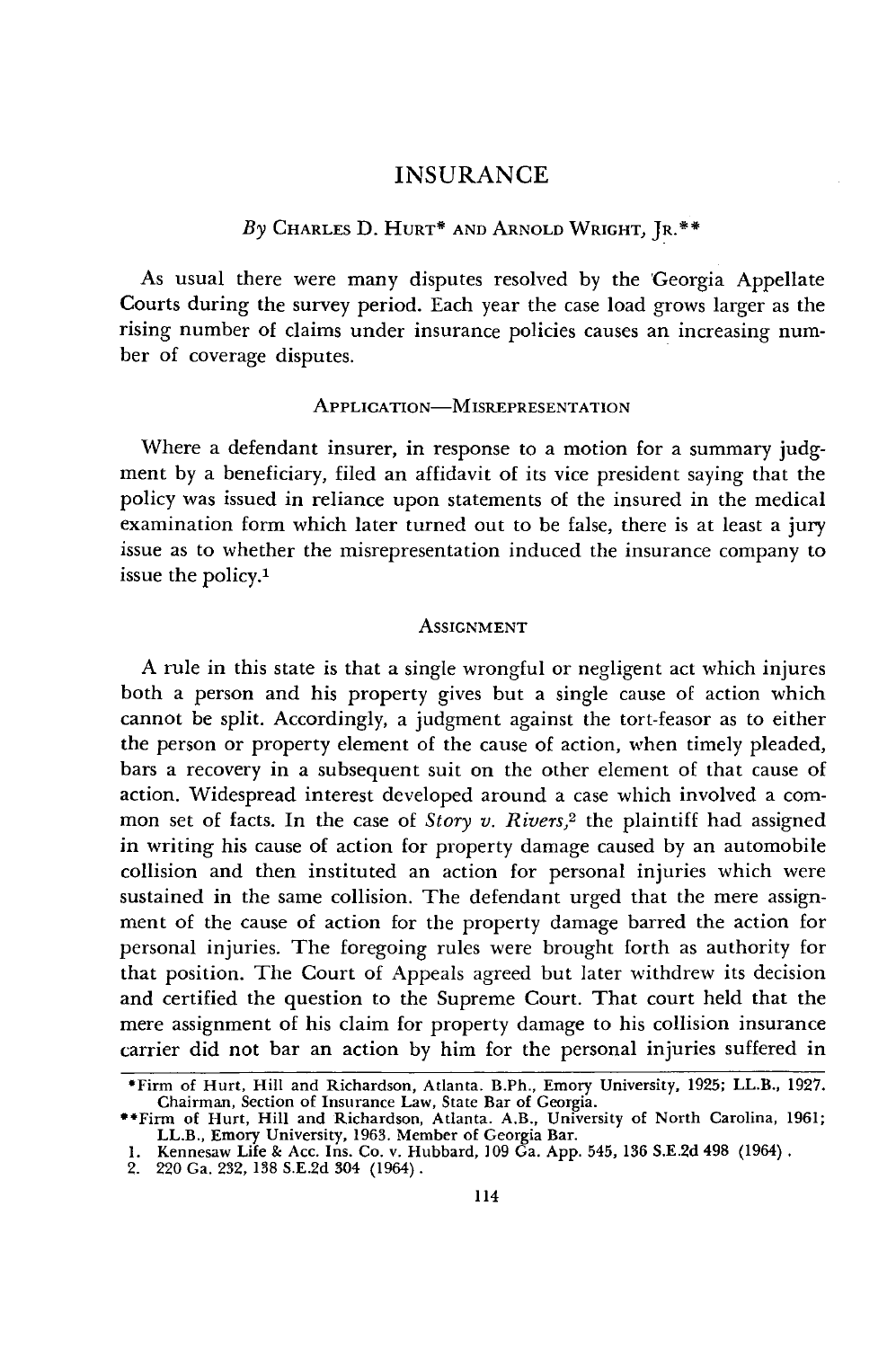# INSURANCE

*By* CHARLES D. HURT* AND ARNOLD WRIGHT, JR.**

As usual there were many disputes resolved by the Georgia Appellate Courts during the survey period. Each year the case load grows larger as the rising number of claims under insurance policies causes an increasing number of coverage disputes.

## APPLICATION—MISREPRESENTATION

Where a defendant insurer, in response to a motion for a summary judgment by a beneficiary, filed an affidavit of its vice president saying that the policy was issued in reliance upon statements of the insured in the medical examination form which later turned out to be false, there is at least a jury issue as to whether the misrepresentation induced the insurance company to issue the policy.[1]

## ASSIGNMENT

A rule in this state is that a single wrongful or negligent act which injures both a person and his property gives but a single cause of action which cannot be split. Accordingly, a judgment against the tort-feasor as to either the person or property element of the cause of action, when timely pleaded, bars a recovery in a subsequent suit on the other element of that cause of action. Widespread interest developed around a case which involved a common set of facts. In the case of *Story v. Rivers*,[2] the plaintiff had assigned in writing his cause of action for property damage caused by an automobile collision and then instituted an action for personal injuries which were sustained in the same collision. The defendant urged that the mere assignment of the cause of action for the property damage barred the action for personal injuries. The foregoing rules were brought forth as authority for that position. The Court of Appeals agreed but later withdrew its decision and certified the question to the Supreme Court. That court held that the mere assignment of his claim for property damage to his collision insurance carrier did not bar an action by him for the personal injuries suffered in

---

*Firm of Hurt, Hill and Richardson, Atlanta. B.Ph., Emory University, 1925; LL.B., 1927. Chairman, Section of Insurance Law, State Bar of Georgia.

**Firm of Hurt, Hill and Richardson, Atlanta. A.B., University of North Carolina, 1961; LL.B., Emory University, 1963. Member of Georgia Bar.

1. Kennesaw Life & Acc. Ins. Co. v. Hubbard, 109 Ga. App. 545, 136 S.E.2d 498 (1964).
2. 220 Ga. 232, 138 S.E.2d 304 (1964).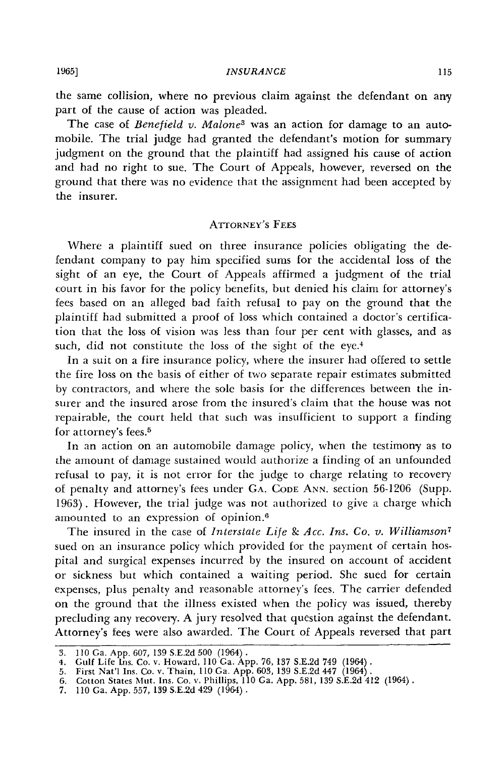the same collision, where no previous claim against the defendant on any part of the cause of action was pleaded.

The case of *Benefield v. Malone*[3] was an action for damage to an automobile. The trial judge had granted the defendant's motion for summary judgment on the ground that the plaintiff had assigned his cause of action and had no right to sue. The Court of Appeals, however, reversed on the ground that there was no evidence that the assignment had been accepted by the insurer.

## ATTORNEY'S FEES

Where a plaintiff sued on three insurance policies obligating the defendant company to pay him specified sums for the accidental loss of the sight of an eye, the Court of Appeals affirmed a judgment of the trial court in his favor for the policy benefits, but denied his claim for attorney's fees based on an alleged bad faith refusal to pay on the ground that the plaintiff had submitted a proof of loss which contained a doctor's certification that the loss of vision was less than four per cent with glasses, and as such, did not constitute the loss of the sight of the eye.[4]

In a suit on a fire insurance policy, where the insurer had offered to settle the fire loss on the basis of either of two separate repair estimates submitted by contractors, and where the sole basis for the differences between the insurer and the insured arose from the insured's claim that the house was not repairable, the court held that such was insufficient to support a finding for attorney's fees.[5]

In an action on an automobile damage policy, when the testimony as to the amount of damage sustained would authorize a finding of an unfounded refusal to pay, it is not error for the judge to charge relating to recovery of penalty and attorney's fees under GA. CODE ANN. section 56-1206 (Supp. 1963). However, the trial judge was not authorized to give a charge which amounted to an expression of opinion.[6]

The insured in the case of *Interstate Life & Acc. Ins. Co. v. Williamson*[7] sued on an insurance policy which provided for the payment of certain hospital and surgical expenses incurred by the insured on account of accident or sickness but which contained a waiting period. She sued for certain expenses, plus penalty and reasonable attorney's fees. The carrier defended on the ground that the illness existed when the policy was issued, thereby precluding any recovery. A jury resolved that question against the defendant. Attorney's fees were also awarded. The Court of Appeals reversed that part

---

3. 110 Ga. App. 607, 139 S.E.2d 500 (1964).
4. Gulf Life Ins. Co. v. Howard, 110 Ga. App. 76, 137 S.E.2d 749 (1964).
5. First Nat'l Ins. Co. v. Thain, 110 Ga. App. 603, 139 S.E.2d 447 (1964).
6. Cotton States Mut. Ins. Co. v. Phillips, 110 Ga. App. 581, 139 S.E.2d 412 (1964).
7. 110 Ga. App. 557, 139 S.E.2d 429 (1964).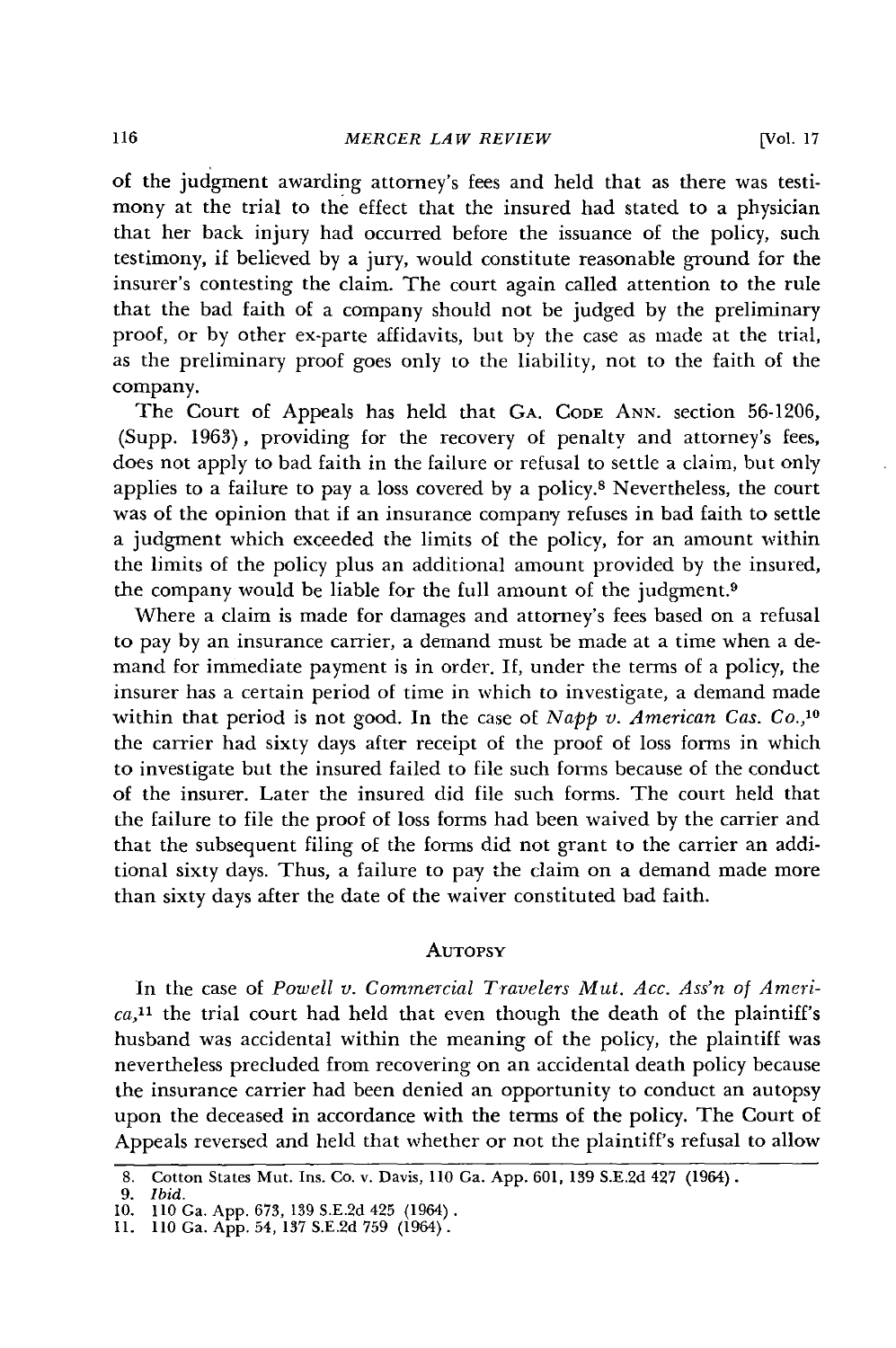of the judgment awarding attorney's fees and held that as there was testimony at the trial to the effect that the insured had stated to a physician that her back injury had occurred before the issuance of the policy, such testimony, if believed by a jury, would constitute reasonable ground for the insurer's contesting the claim. The court again called attention to the rule that the bad faith of a company should not be judged by the preliminary proof, or by other ex-parte affidavits, but by the case as made at the trial, as the preliminary proof goes only to the liability, not to the faith of the company.

The Court of Appeals has held that GA. CODE ANN. section 56-1206, (Supp. 1963), providing for the recovery of penalty and attorney's fees, does not apply to bad faith in the failure or refusal to settle a claim, but only applies to a failure to pay a loss covered by a policy.[8] Nevertheless, the court was of the opinion that if an insurance company refuses in bad faith to settle a judgment which exceeded the limits of the policy, for an amount within the limits of the policy plus an additional amount provided by the insured, the company would be liable for the full amount of the judgment.[9]

Where a claim is made for damages and attorney's fees based on a refusal to pay by an insurance carrier, a demand must be made at a time when a demand for immediate payment is in order. If, under the terms of a policy, the insurer has a certain period of time in which to investigate, a demand made within that period is not good. In the case of *Napp v. American Cas. Co.*,[10] the carrier had sixty days after receipt of the proof of loss forms in which to investigate but the insured failed to file such forms because of the conduct of the insurer. Later the insured did file such forms. The court held that the failure to file the proof of loss forms had been waived by the carrier and that the subsequent filing of the forms did not grant to the carrier an additional sixty days. Thus, a failure to pay the claim on a demand made more than sixty days after the date of the waiver constituted bad faith.

## AUTOPSY

In the case of *Powell v. Commercial Travelers Mut. Acc. Ass'n of America*,[11] the trial court had held that even though the death of the plaintiff's husband was accidental within the meaning of the policy, the plaintiff was nevertheless precluded from recovering on an accidental death policy because the insurance carrier had been denied an opportunity to conduct an autopsy upon the deceased in accordance with the terms of the policy. The Court of Appeals reversed and held that whether or not the plaintiff's refusal to allow

---

8. Cotton States Mut. Ins. Co. v. Davis, 110 Ga. App. 601, 139 S.E.2d 427 (1964).
9. *Ibid.*
10. 110 Ga. App. 673, 139 S.E.2d 425 (1964).
11. 110 Ga. App. 54, 137 S.E.2d 759 (1964).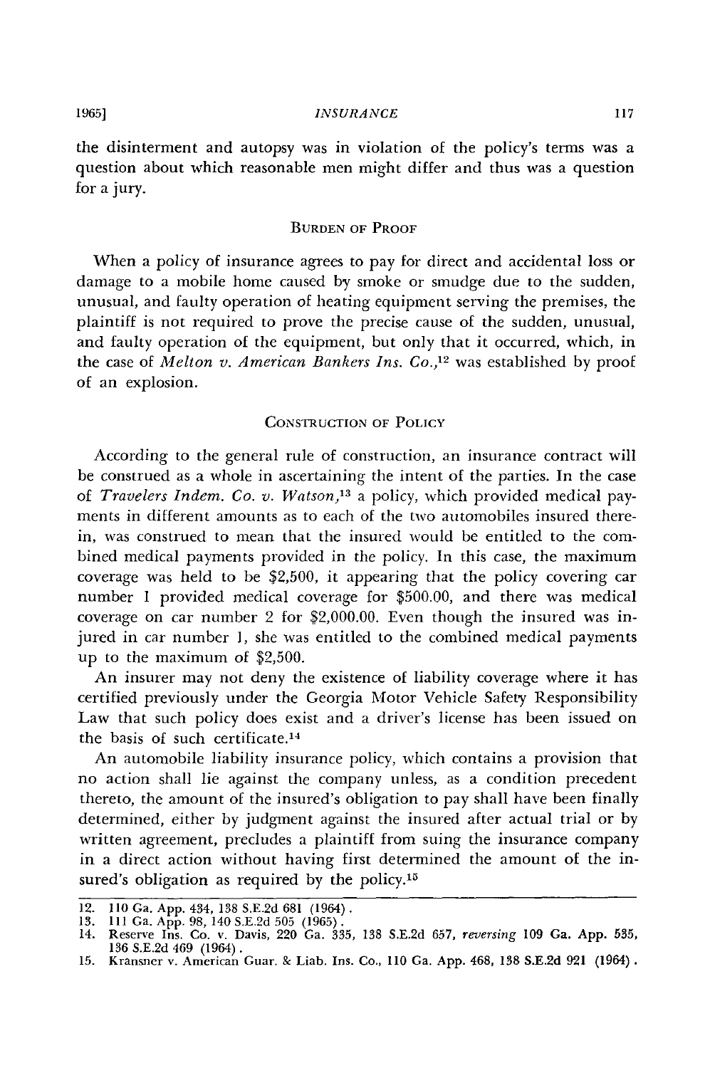the disinterment and autopsy was in violation of the policy's terms was a question about which reasonable men might differ and thus was a question for a jury.

### Burden of Proof

When a policy of insurance agrees to pay for direct and accidental loss or damage to a mobile home caused by smoke or smudge due to the sudden, unusual, and faulty operation of heating equipment serving the premises, the plaintiff is not required to prove the precise cause of the sudden, unusual, and faulty operation of the equipment, but only that it occurred, which, in the case of *Melton v. American Bankers Ins. Co.*,[12] was established by proof of an explosion.

### Construction of Policy

According to the general rule of construction, an insurance contract will be construed as a whole in ascertaining the intent of the parties. In the case of *Travelers Indem. Co. v. Watson*,[13] a policy, which provided medical payments in different amounts as to each of the two automobiles insured therein, was construed to mean that the insured would be entitled to the combined medical payments provided in the policy. In this case, the maximum coverage was held to be $2,500, it appearing that the policy covering car number 1 provided medical coverage for $500.00, and there was medical coverage on car number 2 for $2,000.00. Even though the insured was injured in car number 1, she was entitled to the combined medical payments up to the maximum of $2,500.

An insurer may not deny the existence of liability coverage where it has certified previously under the Georgia Motor Vehicle Safety Responsibility Law that such policy does exist and a driver's license has been issued on the basis of such certificate.[14]

An automobile liability insurance policy, which contains a provision that no action shall lie against the company unless, as a condition precedent thereto, the amount of the insured's obligation to pay shall have been finally determined, either by judgment against the insured after actual trial or by written agreement, precludes a plaintiff from suing the insurance company in a direct action without having first determined the amount of the insured's obligation as required by the policy.[15]

---

12. 110 Ga. App. 434, 138 S.E.2d 681 (1964).
13. 111 Ga. App. 98, 140 S.E.2d 505 (1965).
14. Reserve Ins. Co. v. Davis, 220 Ga. 335, 138 S.E.2d 657, *reversing* 109 Ga. App. 535, 136 S.E.2d 469 (1964).
15. Kransner v. American Guar. & Liab. Ins. Co., 110 Ga. App. 468, 138 S.E.2d 921 (1964).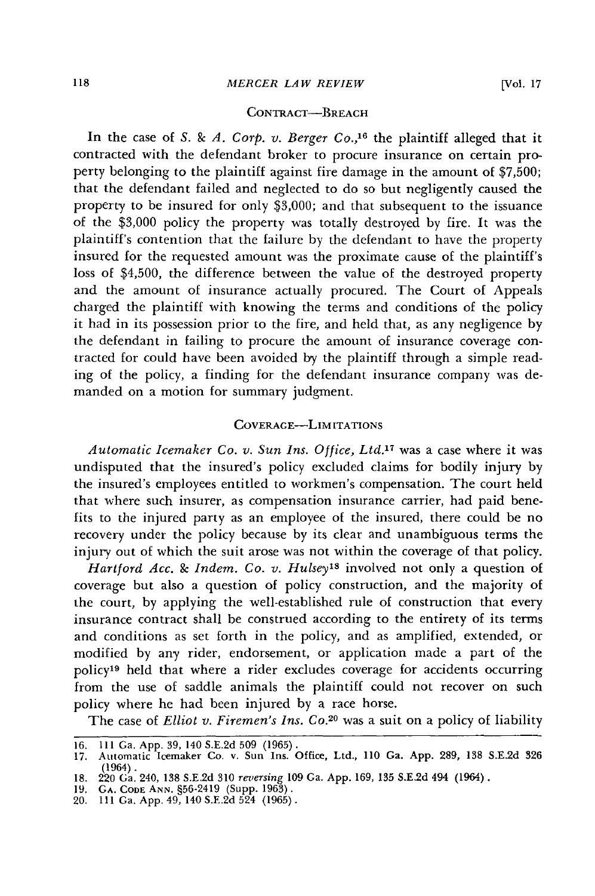### CONTRACT—BREACH

In the case of *S. & A. Corp. v. Berger Co.*,[16] the plaintiff alleged that it contracted with the defendant broker to procure insurance on certain property belonging to the plaintiff against fire damage in the amount of $7,500; that the defendant failed and neglected to do so but negligently caused the property to be insured for only $3,000; and that subsequent to the issuance of the $3,000 policy the property was totally destroyed by fire. It was the plaintiff's contention that the failure by the defendant to have the property insured for the requested amount was the proximate cause of the plaintiff's loss of $4,500, the difference between the value of the destroyed property and the amount of insurance actually procured. The Court of Appeals charged the plaintiff with knowing the terms and conditions of the policy it had in its possession prior to the fire, and held that, as any negligence by the defendant in failing to procure the amount of insurance coverage contracted for could have been avoided by the plaintiff through a simple reading of the policy, a finding for the defendant insurance company was demanded on a motion for summary judgment.

### COVERAGE—LIMITATIONS

*Automatic Icemaker Co. v. Sun Ins. Office, Ltd.*[17] was a case where it was undisputed that the insured's policy excluded claims for bodily injury by the insured's employees entitled to workmen's compensation. The court held that where such insurer, as compensation insurance carrier, had paid benefits to the injured party as an employee of the insured, there could be no recovery under the policy because by its clear and unambiguous terms the injury out of which the suit arose was not within the coverage of that policy.

*Hartford Acc. & Indem. Co. v. Hulsey*[18] involved not only a question of coverage but also a question of policy construction, and the majority of the court, by applying the well-established rule of construction that every insurance contract shall be construed according to the entirety of its terms and conditions as set forth in the policy, and as amplified, extended, or modified by any rider, endorsement, or application made a part of the policy[19] held that where a rider excludes coverage for accidents occurring from the use of saddle animals the plaintiff could not recover on such policy where he had been injured by a race horse.

The case of *Elliot v. Firemen's Ins. Co.*[20] was a suit on a policy of liability

---

16. 111 Ga. App. 39, 140 S.E.2d 509 (1965).
17. Automatic Icemaker Co. v. Sun Ins. Office, Ltd., 110 Ga. App. 289, 138 S.E.2d 326 (1964).
18. 220 Ga. 240, 138 S.E.2d 310 *reversing* 109 Ga. App. 169, 135 S.E.2d 494 (1964).
19. GA. CODE ANN. §56-2419 (Supp. 1963).
20. 111 Ga. App. 49, 140 S.E.2d 524 (1965).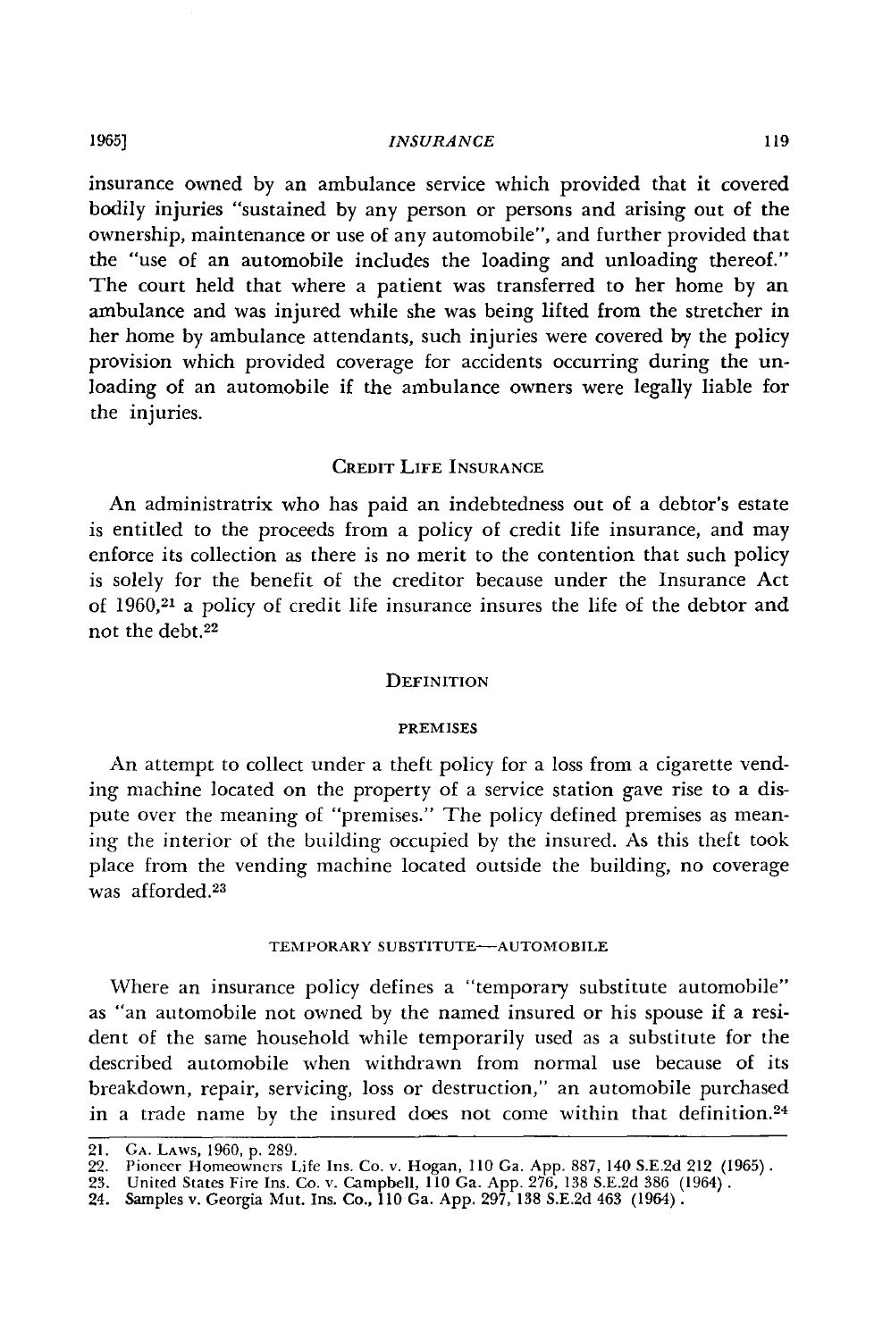insurance owned by an ambulance service which provided that it covered bodily injuries "sustained by any person or persons and arising out of the ownership, maintenance or use of any automobile", and further provided that the "use of an automobile includes the loading and unloading thereof." The court held that where a patient was transferred to her home by an ambulance and was injured while she was being lifted from the stretcher in her home by ambulance attendants, such injuries were covered by the policy provision which provided coverage for accidents occurring during the unloading of an automobile if the ambulance owners were legally liable for the injuries.

## CREDIT LIFE INSURANCE

An administratrix who has paid an indebtedness out of a debtor's estate is entitled to the proceeds from a policy of credit life insurance, and may enforce its collection as there is no merit to the contention that such policy is solely for the benefit of the creditor because under the Insurance Act of 1960,[21] a policy of credit life insurance insures the life of the debtor and not the debt.[22]

## DEFINITION

### PREMISES

An attempt to collect under a theft policy for a loss from a cigarette vending machine located on the property of a service station gave rise to a dispute over the meaning of "premises." The policy defined premises as meaning the interior of the building occupied by the insured. As this theft took place from the vending machine located outside the building, no coverage was afforded.[23]

### TEMPORARY SUBSTITUTE—AUTOMOBILE

Where an insurance policy defines a "temporary substitute automobile" as "an automobile not owned by the named insured or his spouse if a resident of the same household while temporarily used as a substitute for the described automobile when withdrawn from normal use because of its breakdown, repair, servicing, loss or destruction," an automobile purchased in a trade name by the insured does not come within that definition.[24]

---

21. GA. LAWS, 1960, p. 289.
22. Pioneer Homeowners Life Ins. Co. v. Hogan, 110 Ga. App. 887, 140 S.E.2d 212 (1965).
23. United States Fire Ins. Co. v. Campbell, 110 Ga. App. 276, 138 S.E.2d 386 (1964).
24. Samples v. Georgia Mut. Ins. Co., 110 Ga. App. 297, 138 S.E.2d 463 (1964).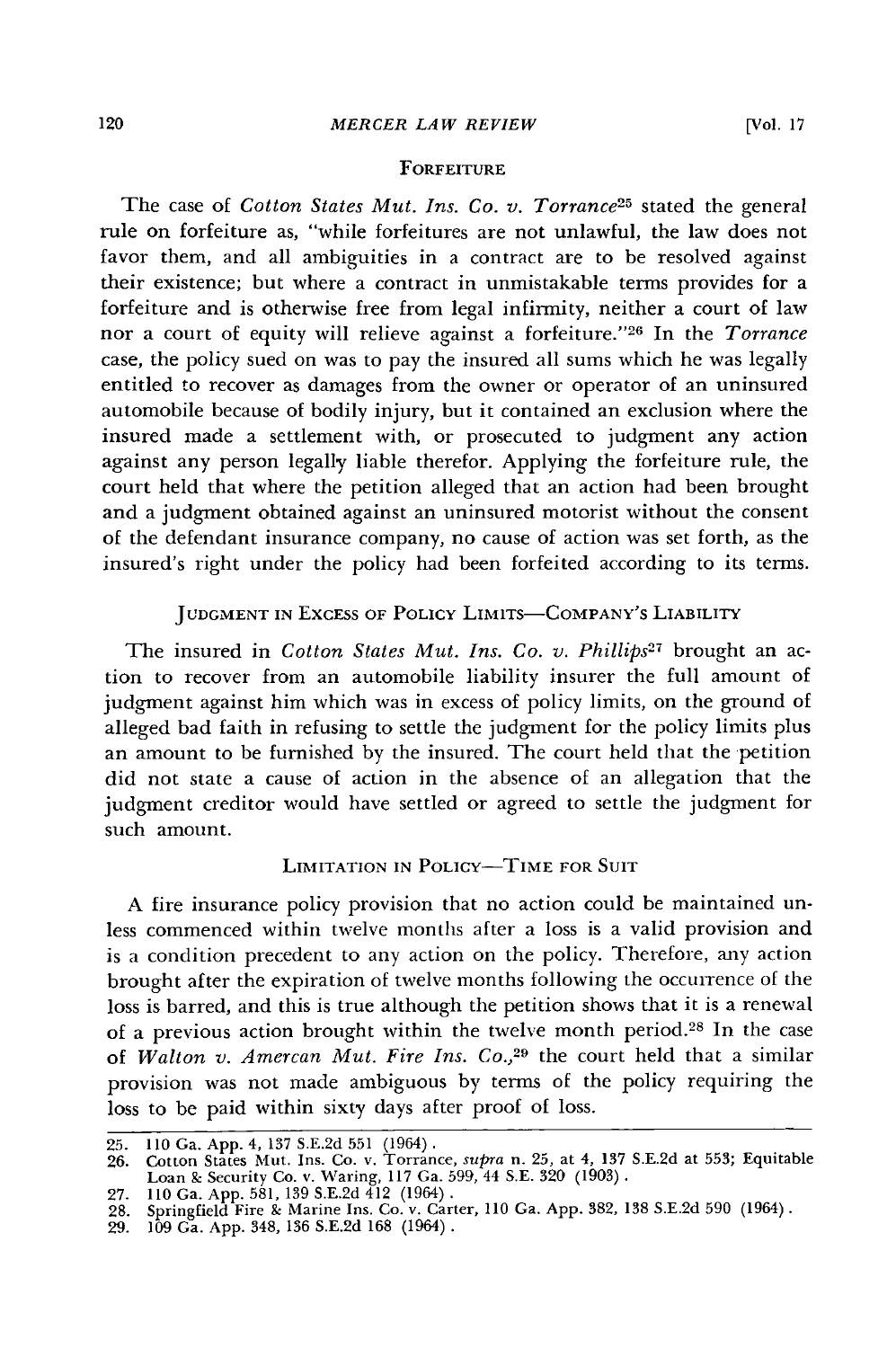### FORFEITURE

The case of *Cotton States Mut. Ins. Co. v. Torrance*[25] stated the general rule on forfeiture as, "while forfeitures are not unlawful, the law does not favor them, and all ambiguities in a contract are to be resolved against their existence; but where a contract in unmistakable terms provides for a forfeiture and is otherwise free from legal infirmity, neither a court of law nor a court of equity will relieve against a forfeiture."[26] In the *Torrance* case, the policy sued on was to pay the insured all sums which he was legally entitled to recover as damages from the owner or operator of an uninsured automobile because of bodily injury, but it contained an exclusion where the insured made a settlement with, or prosecuted to judgment any action against any person legally liable therefor. Applying the forfeiture rule, the court held that where the petition alleged that an action had been brought and a judgment obtained against an uninsured motorist without the consent of the defendant insurance company, no cause of action was set forth, as the insured's right under the policy had been forfeited according to its terms.

### JUDGMENT IN EXCESS OF POLICY LIMITS—COMPANY'S LIABILITY

The insured in *Cotton States Mut. Ins. Co. v. Phillips*[27] brought an action to recover from an automobile liability insurer the full amount of judgment against him which was in excess of policy limits, on the ground of alleged bad faith in refusing to settle the judgment for the policy limits plus an amount to be furnished by the insured. The court held that the petition did not state a cause of action in the absence of an allegation that the judgment creditor would have settled or agreed to settle the judgment for such amount.

### LIMITATION IN POLICY—TIME FOR SUIT

A fire insurance policy provision that no action could be maintained unless commenced within twelve months after a loss is a valid provision and is a condition precedent to any action on the policy. Therefore, any action brought after the expiration of twelve months following the occurrence of the loss is barred, and this is true although the petition shows that it is a renewal of a previous action brought within the twelve month period.[28] In the case of *Walton v. Amercan Mut. Fire Ins. Co.*,[29] the court held that a similar provision was not made ambiguous by terms of the policy requiring the loss to be paid within sixty days after proof of loss.

---

25. 110 Ga. App. 4, 137 S.E.2d 551 (1964).
26. Cotton States Mut. Ins. Co. v. Torrance, *supra* n. 25, at 4, 137 S.E.2d at 553; Equitable Loan & Security Co. v. Waring, 117 Ga. 599, 44 S.E. 320 (1903).
27. 110 Ga. App. 581, 139 S.E.2d 412 (1964).
28. Springfield Fire & Marine Ins. Co. v. Carter, 110 Ga. App. 382, 138 S.E.2d 590 (1964).
29. 109 Ga. App. 348, 136 S.E.2d 168 (1964).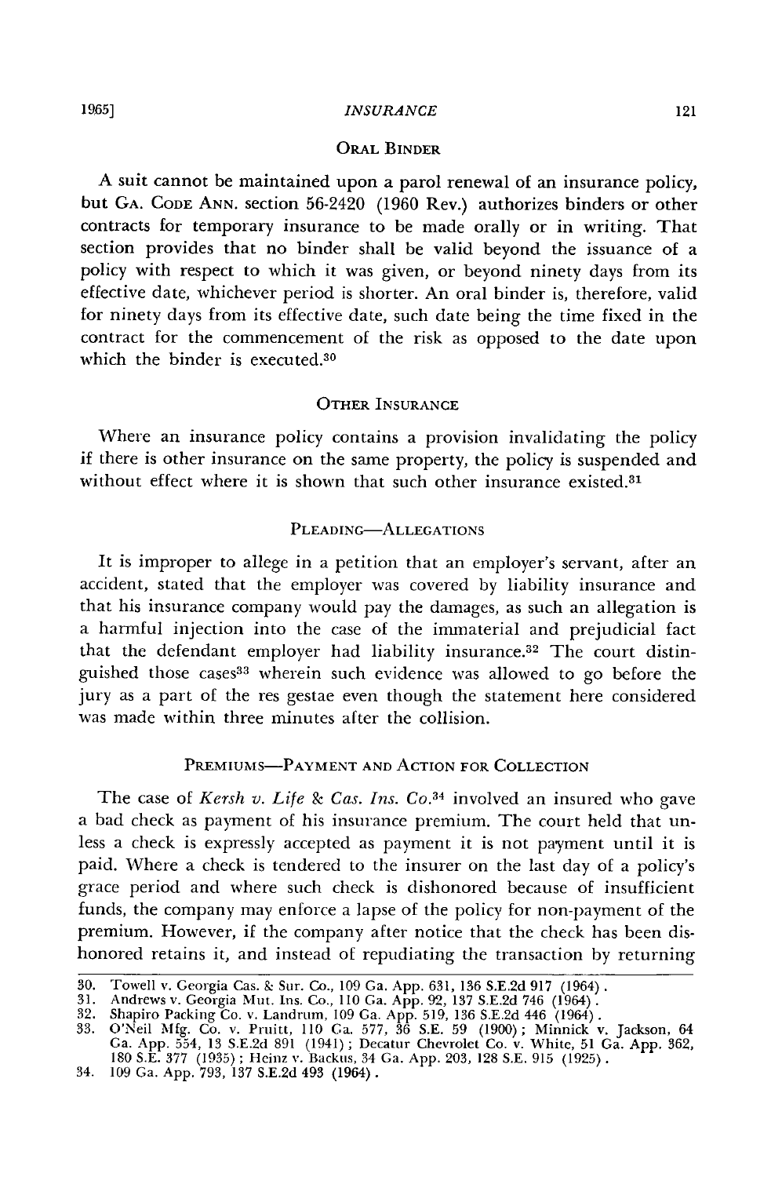### ORAL BINDER

A suit cannot be maintained upon a parol renewal of an insurance policy, but GA. CODE ANN. section 56-2420 (1960 Rev.) authorizes binders or other contracts for temporary insurance to be made orally or in writing. That section provides that no binder shall be valid beyond the issuance of a policy with respect to which it was given, or beyond ninety days from its effective date, whichever period is shorter. An oral binder is, therefore, valid for ninety days from its effective date, such date being the time fixed in the contract for the commencement of the risk as opposed to the date upon which the binder is executed.[30]

### OTHER INSURANCE

Where an insurance policy contains a provision invalidating the policy if there is other insurance on the same property, the policy is suspended and without effect where it is shown that such other insurance existed.[31]

### PLEADING—ALLEGATIONS

It is improper to allege in a petition that an employer's servant, after an accident, stated that the employer was covered by liability insurance and that his insurance company would pay the damages, as such an allegation is a harmful injection into the case of the immaterial and prejudicial fact that the defendant employer had liability insurance.[32] The court distinguished those cases[33] wherein such evidence was allowed to go before the jury as a part of the res gestae even though the statement here considered was made within three minutes after the collision.

### PREMIUMS—PAYMENT AND ACTION FOR COLLECTION

The case of *Kersh v. Life & Cas. Ins. Co.*[34] involved an insured who gave a bad check as payment of his insurance premium. The court held that unless a check is expressly accepted as payment it is not payment until it is paid. Where a check is tendered to the insurer on the last day of a policy's grace period and where such check is dishonored because of insufficient funds, the company may enforce a lapse of the policy for non-payment of the premium. However, if the company after notice that the check has been dishonored retains it, and instead of repudiating the transaction by returning

---

30. Towell v. Georgia Cas. & Sur. Co., 109 Ga. App. 631, 136 S.E.2d 917 (1964).
31. Andrews v. Georgia Mut. Ins. Co., 110 Ga. App. 92, 137 S.E.2d 746 (1964).
32. Shapiro Packing Co. v. Landrum, 109 Ga. App. 519, 136 S.E.2d 446 (1964).
33. O'Neil Mfg. Co. v. Pruitt, 110 Ga. 577, 36 S.E. 59 (1900); Minnick v. Jackson, 64 Ga. App. 554, 13 S.E.2d 891 (1941); Decatur Chevrolet Co. v. White, 51 Ga. App. 362, 180 S.E. 377 (1935); Heinz v. Backus, 34 Ga. App. 203, 128 S.E. 915 (1925).
34. 109 Ga. App. 793, 137 S.E.2d 493 (1964).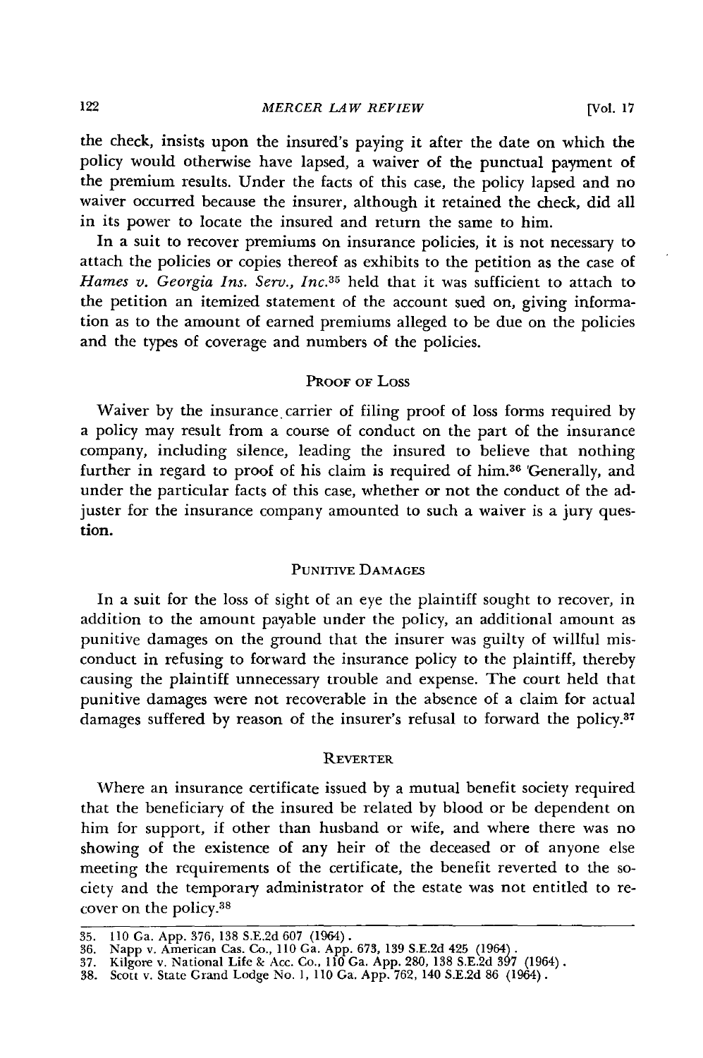the check, insists upon the insured's paying it after the date on which the policy would otherwise have lapsed, a waiver of the punctual payment of the premium results. Under the facts of this case, the policy lapsed and no waiver occurred because the insurer, although it retained the check, did all in its power to locate the insured and return the same to him.

In a suit to recover premiums on insurance policies, it is not necessary to attach the policies or copies thereof as exhibits to the petition as the case of *Hames v. Georgia Ins. Serv., Inc.*[35] held that it was sufficient to attach to the petition an itemized statement of the account sued on, giving information as to the amount of earned premiums alleged to be due on the policies and the types of coverage and numbers of the policies.

## Proof of Loss

Waiver by the insurance carrier of filing proof of loss forms required by a policy may result from a course of conduct on the part of the insurance company, including silence, leading the insured to believe that nothing further in regard to proof of his claim is required of him.[36] Generally, and under the particular facts of this case, whether or not the conduct of the adjuster for the insurance company amounted to such a waiver is a jury question.

## Punitive Damages

In a suit for the loss of sight of an eye the plaintiff sought to recover, in addition to the amount payable under the policy, an additional amount as punitive damages on the ground that the insurer was guilty of willful misconduct in refusing to forward the insurance policy to the plaintiff, thereby causing the plaintiff unnecessary trouble and expense. The court held that punitive damages were not recoverable in the absence of a claim for actual damages suffered by reason of the insurer's refusal to forward the policy.[37]

## Reverter

Where an insurance certificate issued by a mutual benefit society required that the beneficiary of the insured be related by blood or be dependent on him for support, if other than husband or wife, and where there was no showing of the existence of any heir of the deceased or of anyone else meeting the requirements of the certificate, the benefit reverted to the society and the temporary administrator of the estate was not entitled to recover on the policy.[38]

---

35. 110 Ga. App. 376, 138 S.E.2d 607 (1964).
36. Napp v. American Cas. Co., 110 Ga. App. 673, 139 S.E.2d 425 (1964).
37. Kilgore v. National Life & Acc. Co., 110 Ga. App. 280, 138 S.E.2d 397 (1964).
38. Scott v. State Grand Lodge No. 1, 110 Ga. App. 762, 140 S.E.2d 86 (1964).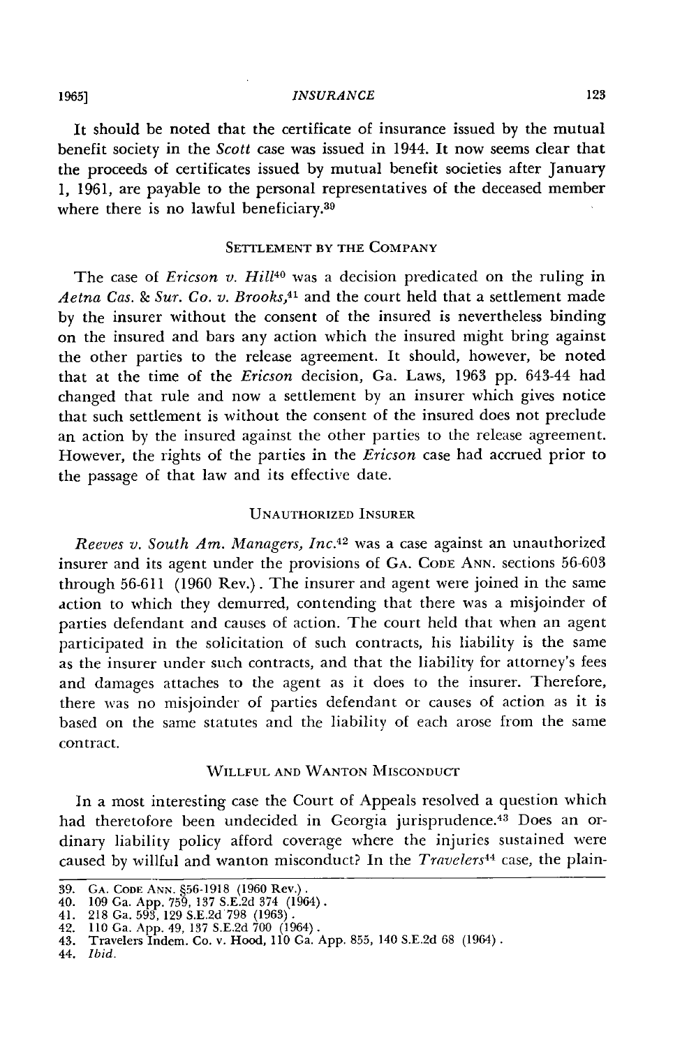It should be noted that the certificate of insurance issued by the mutual benefit society in the *Scott* case was issued in 1944. It now seems clear that the proceeds of certificates issued by mutual benefit societies after January 1, 1961, are payable to the personal representatives of the deceased member where there is no lawful beneficiary.[39]

### SETTLEMENT BY THE COMPANY

The case of *Ericson v. Hill*[40] was a decision predicated on the ruling in *Aetna Cas. & Sur. Co. v. Brooks*,[41] and the court held that a settlement made by the insurer without the consent of the insured is nevertheless binding on the insured and bars any action which the insured might bring against the other parties to the release agreement. It should, however, be noted that at the time of the *Ericson* decision, Ga. Laws, 1963 pp. 643-44 had changed that rule and now a settlement by an insurer which gives notice that such settlement is without the consent of the insured does not preclude an action by the insured against the other parties to the release agreement. However, the rights of the parties in the *Ericson* case had accrued prior to the passage of that law and its effective date.

### UNAUTHORIZED INSURER

*Reeves v. South Am. Managers, Inc.*[42] was a case against an unauthorized insurer and its agent under the provisions of GA. CODE ANN. sections 56-603 through 56-611 (1960 Rev.). The insurer and agent were joined in the same action to which they demurred, contending that there was a misjoinder of parties defendant and causes of action. The court held that when an agent participated in the solicitation of such contracts, his liability is the same as the insurer under such contracts, and that the liability for attorney's fees and damages attaches to the agent as it does to the insurer. Therefore, there was no misjoinder of parties defendant or causes of action as it is based on the same statutes and the liability of each arose from the same contract.

### WILLFUL AND WANTON MISCONDUCT

In a most interesting case the Court of Appeals resolved a question which had theretofore been undecided in Georgia jurisprudence.[43] Does an ordinary liability policy afford coverage where the injuries sustained were caused by willful and wanton misconduct? In the *Travelers*[44] case, the plain-

---

39. GA. CODE ANN. §56-1918 (1960 Rev.).
40. 109 Ga. App. 759, 137 S.E.2d 374 (1964).
41. 218 Ga. 593, 129 S.E.2d 798 (1963).
42. 110 Ga. App. 49, 137 S.E.2d 700 (1964).
43. Travelers Indem. Co. v. Hood, 110 Ga. App. 855, 140 S.E.2d 68 (1964).
44. *Ibid.*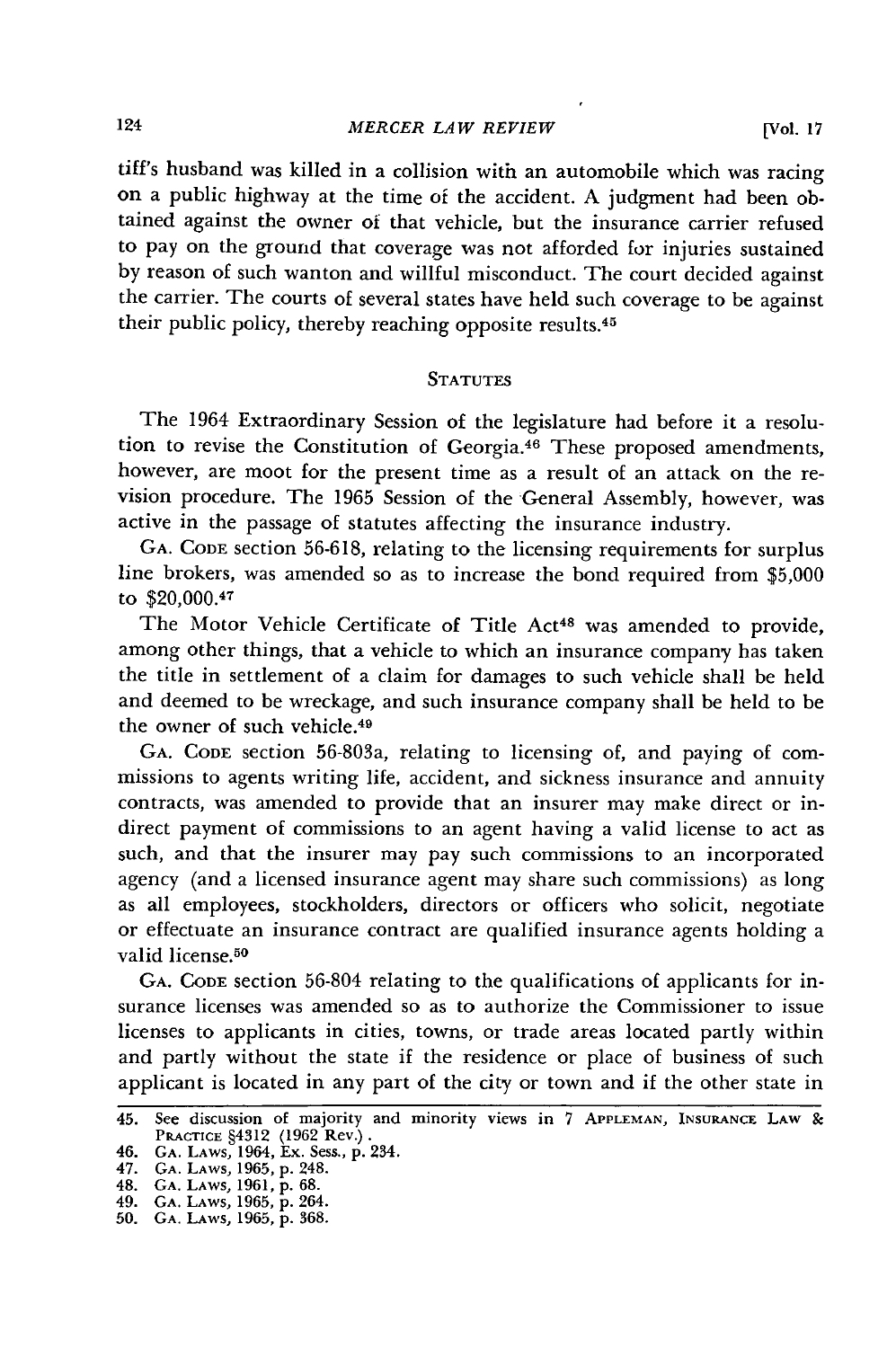tiff's husband was killed in a collision with an automobile which was racing on a public highway at the time of the accident. A judgment had been obtained against the owner of that vehicle, but the insurance carrier refused to pay on the ground that coverage was not afforded for injuries sustained by reason of such wanton and willful misconduct. The court decided against the carrier. The courts of several states have held such coverage to be against their public policy, thereby reaching opposite results.[45]

## STATUTES

The 1964 Extraordinary Session of the legislature had before it a resolution to revise the Constitution of Georgia.[46] These proposed amendments, however, are moot for the present time as a result of an attack on the revision procedure. The 1965 Session of the General Assembly, however, was active in the passage of statutes affecting the insurance industry.

GA. CODE section 56-618, relating to the licensing requirements for surplus line brokers, was amended so as to increase the bond required from $5,000 to $20,000.[47]

The Motor Vehicle Certificate of Title Act[48] was amended to provide, among other things, that a vehicle to which an insurance company has taken the title in settlement of a claim for damages to such vehicle shall be held and deemed to be wreckage, and such insurance company shall be held to be the owner of such vehicle.[49]

GA. CODE section 56-803a, relating to licensing of, and paying of commissions to agents writing life, accident, and sickness insurance and annuity contracts, was amended to provide that an insurer may make direct or indirect payment of commissions to an agent having a valid license to act as such, and that the insurer may pay such commissions to an incorporated agency (and a licensed insurance agent may share such commissions) as long as all employees, stockholders, directors or officers who solicit, negotiate or effectuate an insurance contract are qualified insurance agents holding a valid license.[50]

GA. CODE section 56-804 relating to the qualifications of applicants for insurance licenses was amended so as to authorize the Commissioner to issue licenses to applicants in cities, towns, or trade areas located partly within and partly without the state if the residence or place of business of such applicant is located in any part of the city or town and if the other state in

---

45. See discussion of majority and minority views in 7 APPLEMAN, INSURANCE LAW & PRACTICE §4312 (1962 Rev.).
46. GA. LAWS, 1964, Ex. Sess., p. 234.
47. GA. LAWS, 1965, p. 248.
48. GA. LAWS, 1961, p. 68.
49. GA. LAWS, 1965, p. 264.
50. GA. LAWS, 1965, p. 368.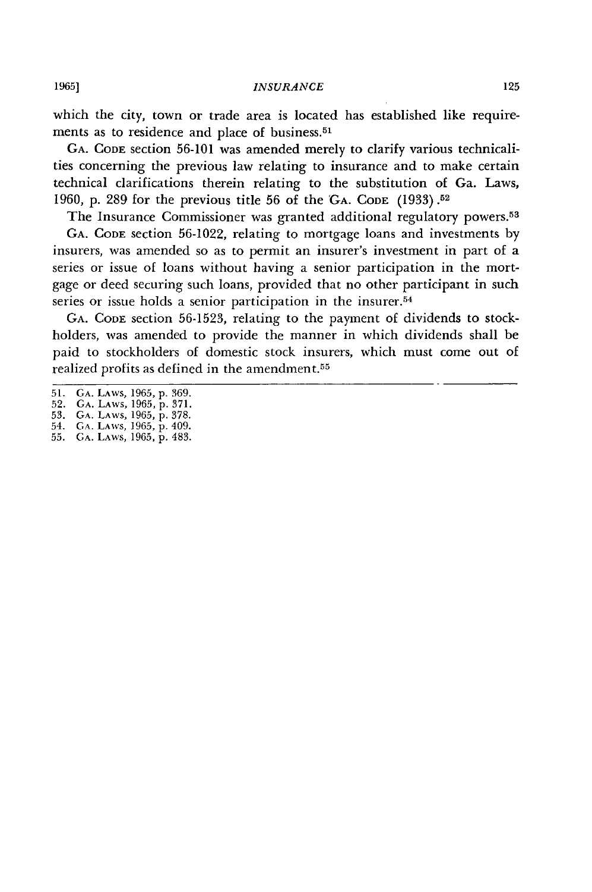which the city, town or trade area is located has established like requirements as to residence and place of business.[51]

GA. CODE section 56-101 was amended merely to clarify various technicalities concerning the previous law relating to insurance and to make certain technical clarifications therein relating to the substitution of Ga. Laws, 1960, p. 289 for the previous title 56 of the GA. CODE (1933).[52]

The Insurance Commissioner was granted additional regulatory powers.[53]

GA. CODE section 56-1022, relating to mortgage loans and investments by insurers, was amended so as to permit an insurer's investment in part of a series or issue of loans without having a senior participation in the mortgage or deed securing such loans, provided that no other participant in such series or issue holds a senior participation in the insurer.[54]

GA. CODE section 56-1523, relating to the payment of dividends to stockholders, was amended to provide the manner in which dividends shall be paid to stockholders of domestic stock insurers, which must come out of realized profits as defined in the amendment.[55]

---

51. GA. LAWS, 1965, p. 369.
52. GA. LAWS, 1965, p. 371.
53. GA. LAWS, 1965, p. 378.
54. GA. LAWS, 1965, p. 409.
55. GA. LAWS, 1965, p. 483.